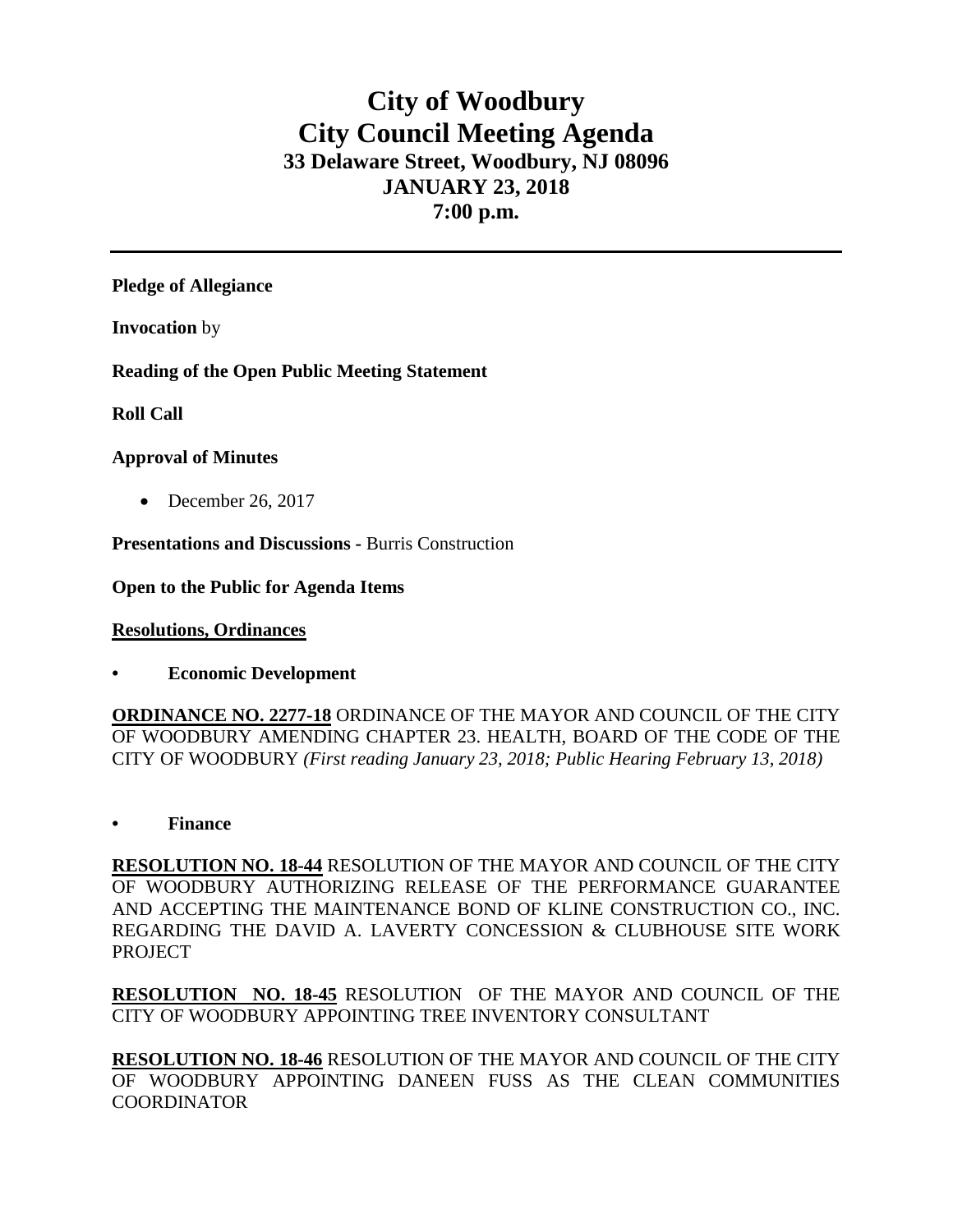# City of Woodbury
# City Council Meeting Agenda
## 33 Delaware Street, Woodbury, NJ 08096
## JANUARY 23, 2018
## 7:00 p.m.

---

**Pledge of Allegiance**

**Invocation** by

**Reading of the Open Public Meeting Statement**

**Roll Call**

**Approval of Minutes**

- December 26, 2017

**Presentations and Discussions -** Burris Construction

**Open to the Public for Agenda Items**

**Resolutions, Ordinances**

- **Economic Development**

**ORDINANCE NO. 2277-18** ORDINANCE OF THE MAYOR AND COUNCIL OF THE CITY OF WOODBURY AMENDING CHAPTER 23. HEALTH, BOARD OF THE CODE OF THE CITY OF WOODBURY *(First reading January 23, 2018; Public Hearing February 13, 2018)*

- **Finance**

**RESOLUTION NO. 18-44** RESOLUTION OF THE MAYOR AND COUNCIL OF THE CITY OF WOODBURY AUTHORIZING RELEASE OF THE PERFORMANCE GUARANTEE AND ACCEPTING THE MAINTENANCE BOND OF KLINE CONSTRUCTION CO., INC. REGARDING THE DAVID A. LAVERTY CONCESSION & CLUBHOUSE SITE WORK PROJECT

**RESOLUTION NO. 18-45** RESOLUTION OF THE MAYOR AND COUNCIL OF THE CITY OF WOODBURY APPOINTING TREE INVENTORY CONSULTANT

**RESOLUTION NO. 18-46** RESOLUTION OF THE MAYOR AND COUNCIL OF THE CITY OF WOODBURY APPOINTING DANEEN FUSS AS THE CLEAN COMMUNITIES COORDINATOR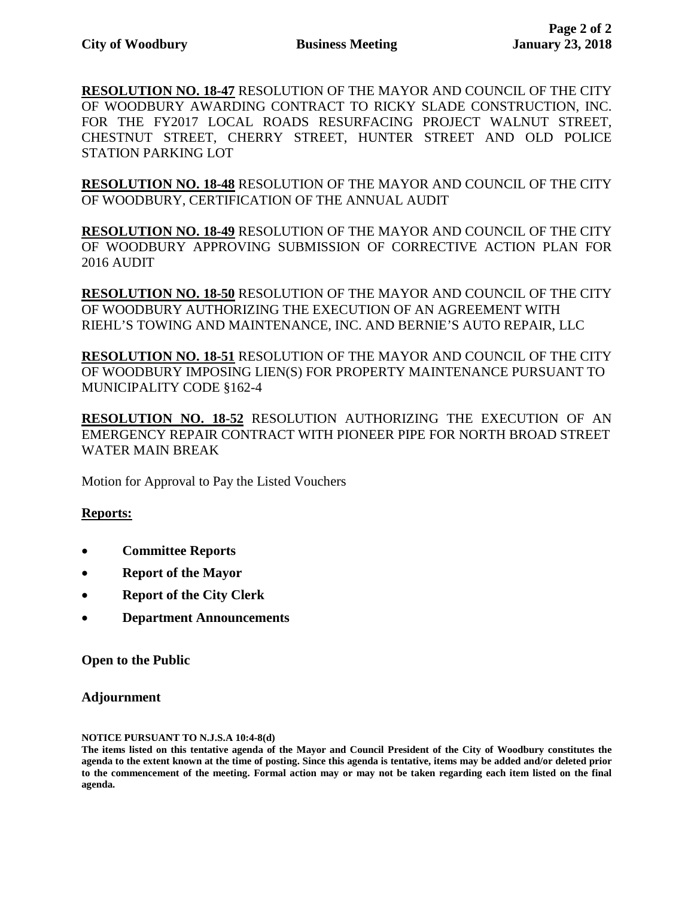**RESOLUTION NO. 18-47** RESOLUTION OF THE MAYOR AND COUNCIL OF THE CITY OF WOODBURY AWARDING CONTRACT TO RICKY SLADE CONSTRUCTION, INC. FOR THE FY2017 LOCAL ROADS RESURFACING PROJECT WALNUT STREET, CHESTNUT STREET, CHERRY STREET, HUNTER STREET AND OLD POLICE STATION PARKING LOT

**RESOLUTION NO. 18-48** RESOLUTION OF THE MAYOR AND COUNCIL OF THE CITY OF WOODBURY, CERTIFICATION OF THE ANNUAL AUDIT

**RESOLUTION NO. 18-49** RESOLUTION OF THE MAYOR AND COUNCIL OF THE CITY OF WOODBURY APPROVING SUBMISSION OF CORRECTIVE ACTION PLAN FOR 2016 AUDIT

**RESOLUTION NO. 18-50** RESOLUTION OF THE MAYOR AND COUNCIL OF THE CITY OF WOODBURY AUTHORIZING THE EXECUTION OF AN AGREEMENT WITH RIEHL'S TOWING AND MAINTENANCE, INC. AND BERNIE'S AUTO REPAIR, LLC

**RESOLUTION NO. 18-51** RESOLUTION OF THE MAYOR AND COUNCIL OF THE CITY OF WOODBURY IMPOSING LIEN(S) FOR PROPERTY MAINTENANCE PURSUANT TO MUNICIPALITY CODE §162-4

**RESOLUTION NO. 18-52** RESOLUTION AUTHORIZING THE EXECUTION OF AN EMERGENCY REPAIR CONTRACT WITH PIONEER PIPE FOR NORTH BROAD STREET WATER MAIN BREAK

Motion for Approval to Pay the Listed Vouchers

**Reports:**

- **Committee Reports**
- **Report of the Mayor**
- **Report of the City Clerk**
- **Department Announcements**

**Open to the Public**

**Adjournment**

**NOTICE PURSUANT TO N.J.S.A 10:4-8(d)**

**The items listed on this tentative agenda of the Mayor and Council President of the City of Woodbury constitutes the agenda to the extent known at the time of posting. Since this agenda is tentative, items may be added and/or deleted prior to the commencement of the meeting. Formal action may or may not be taken regarding each item listed on the final agenda.**